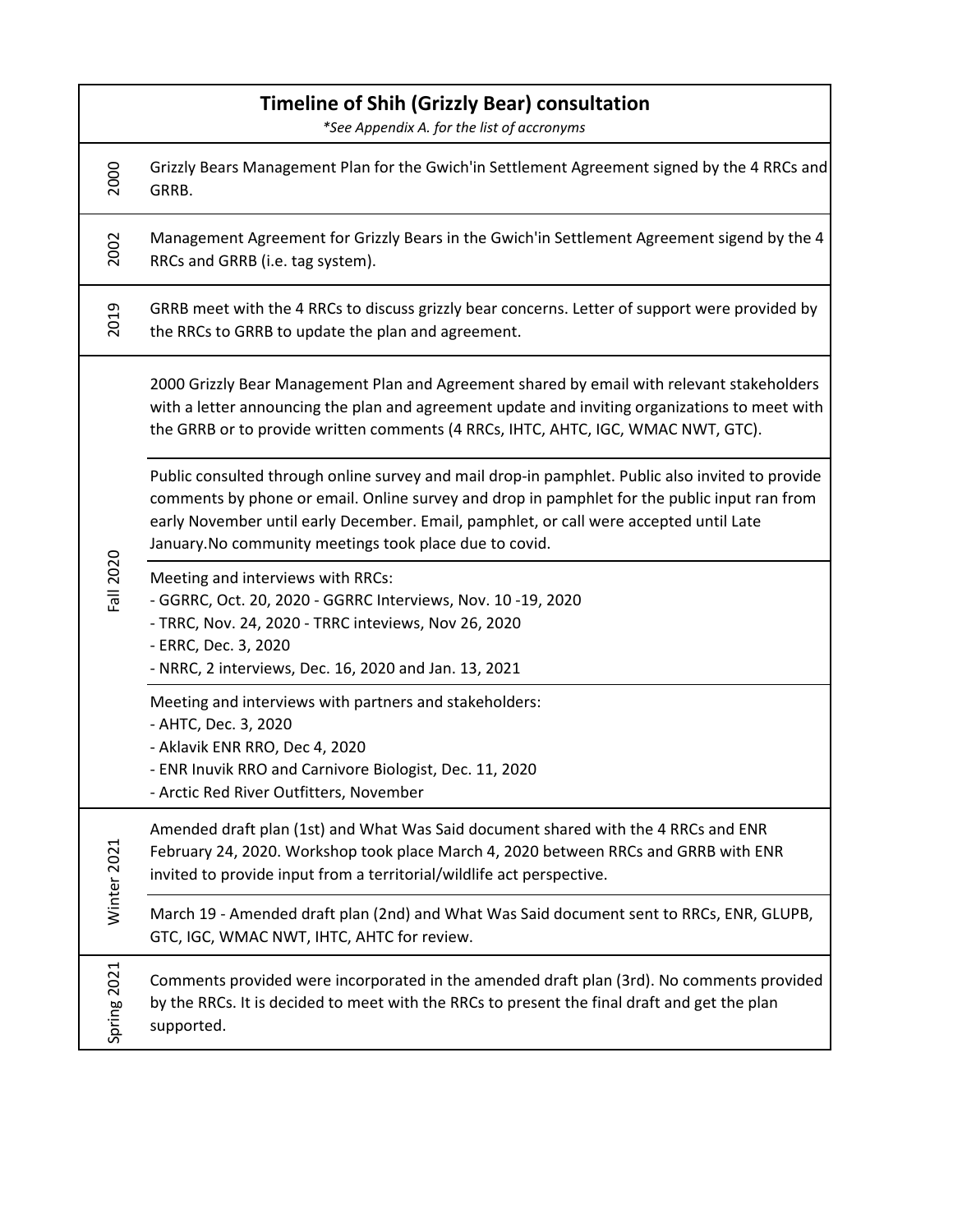## Timeline of Shih (Grizzly Bear) consultation

*\*See Appendix A. for the list of accronyms*

| Date | Event |
|---|---|
| 2000 | Grizzly Bears Management Plan for the Gwich'in Settlement Agreement signed by the 4 RRCs and GRRB. |
| 2002 | Management Agreement for Grizzly Bears in the Gwich'in Settlement Agreement sigend by the 4 RRCs and GRRB (i.e. tag system). |
| 2019 | GRRB meet with the 4 RRCs to discuss grizzly bear concerns. Letter of support were provided by the RRCs to GRRB to update the plan and agreement. |
| Fall 2020 | 2000 Grizzly Bear Management Plan and Agreement shared by email with relevant stakeholders with a letter announcing the plan and agreement update and inviting organizations to meet with the GRRB or to provide written comments (4 RRCs, IHTC, AHTC, IGC, WMAC NWT, GTC). |
| | Public consulted through online survey and mail drop-in pamphlet. Public also invited to provide comments by phone or email. Online survey and drop in pamphlet for the public input ran from early November until early December. Email, pamphlet, or call were accepted until Late January.No community meetings took place due to covid. |
| | Meeting and interviews with RRCs:<br>- GGRRC, Oct. 20, 2020 - GGRRC Interviews, Nov. 10 -19, 2020<br>- TRRC, Nov. 24, 2020 - TRRC inteviews, Nov 26, 2020<br>- ERRC, Dec. 3, 2020<br>- NRRC, 2 interviews, Dec. 16, 2020 and Jan. 13, 2021 |
| | Meeting and interviews with partners and stakeholders:<br>- AHTC, Dec. 3, 2020<br>- Aklavik ENR RRO, Dec 4, 2020<br>- ENR Inuvik RRO and Carnivore Biologist, Dec. 11, 2020<br>- Arctic Red River Outfitters, November |
| Winter 2021 | Amended draft plan (1st) and What Was Said document shared with the 4 RRCs and ENR February 24, 2020. Workshop took place March 4, 2020 between RRCs and GRRB with ENR invited to provide input from a territorial/wildlife act perspective. |
| | March 19 - Amended draft plan (2nd) and What Was Said document sent to RRCs, ENR, GLUPB, GTC, IGC, WMAC NWT, IHTC, AHTC for review. |
| Spring 2021 | Comments provided were incorporated in the amended draft plan (3rd). No comments provided by the RRCs. It is decided to meet with the RRCs to present the final draft and get the plan supported. |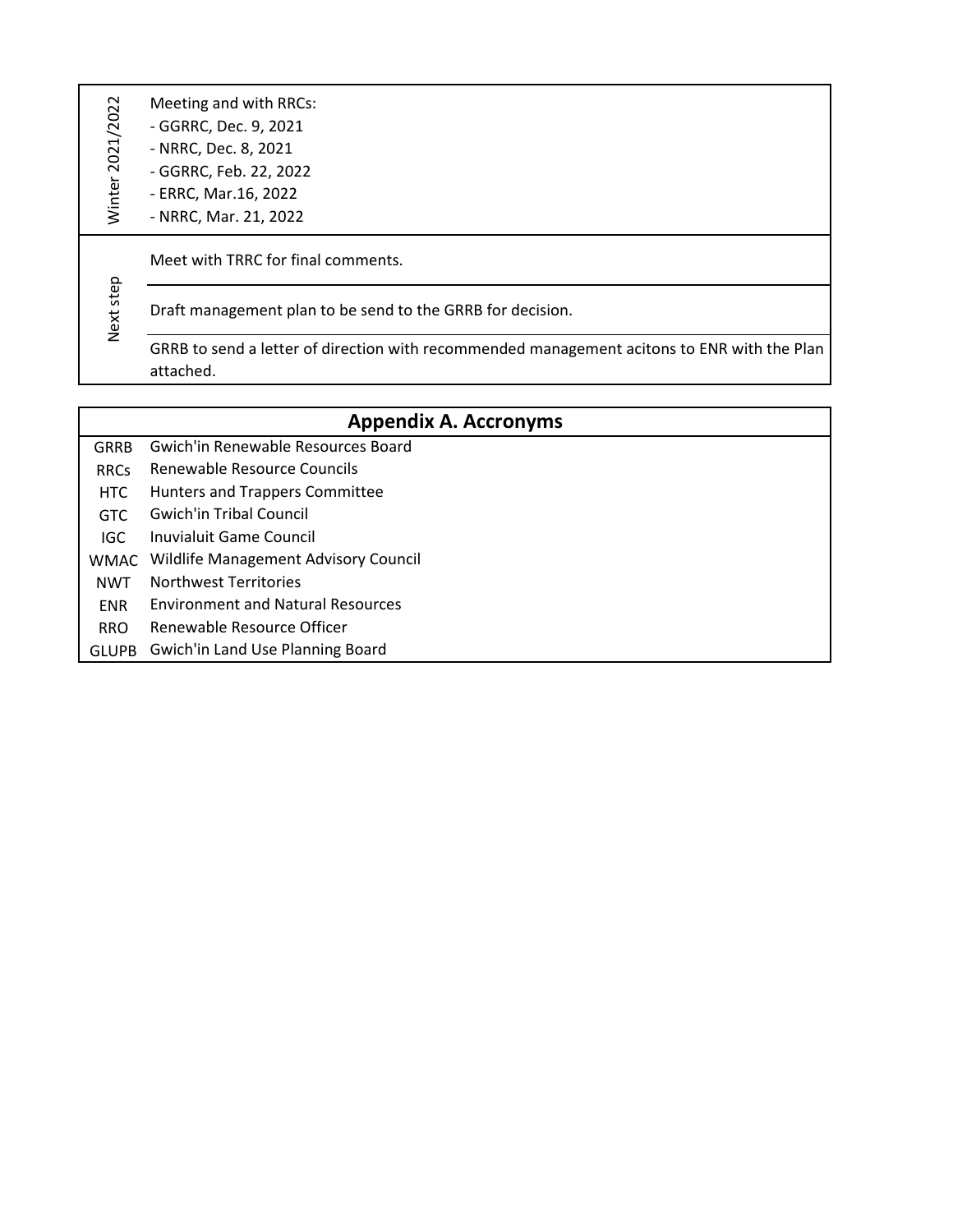| | |
|---|---|
| Winter 2021/2022 | Meeting and with RRCs:<br>- GGRRC, Dec. 9, 2021<br>- NRRC, Dec. 8, 2021<br>- GGRRC, Feb. 22, 2022<br>- ERRC, Mar.16, 2022<br>- NRRC, Mar. 21, 2022 |
| Next step | Meet with TRRC for final comments. |
| | Draft management plan to be send to the GRRB for decision. |
| | GRRB to send a letter of direction with recommended management acitons to ENR with the Plan attached. |

## Appendix A. Accronyms

| | |
|---|---|
| GRRB | Gwich'in Renewable Resources Board |
| RRCs | Renewable Resource Councils |
| HTC | Hunters and Trappers Committee |
| GTC | Gwich'in Tribal Council |
| IGC | Inuvialuit Game Council |
| WMAC | Wildlife Management Advisory Council |
| NWT | Northwest Territories |
| ENR | Environment and Natural Resources |
| RRO | Renewable Resource Officer |
| GLUPB | Gwich'in Land Use Planning Board |